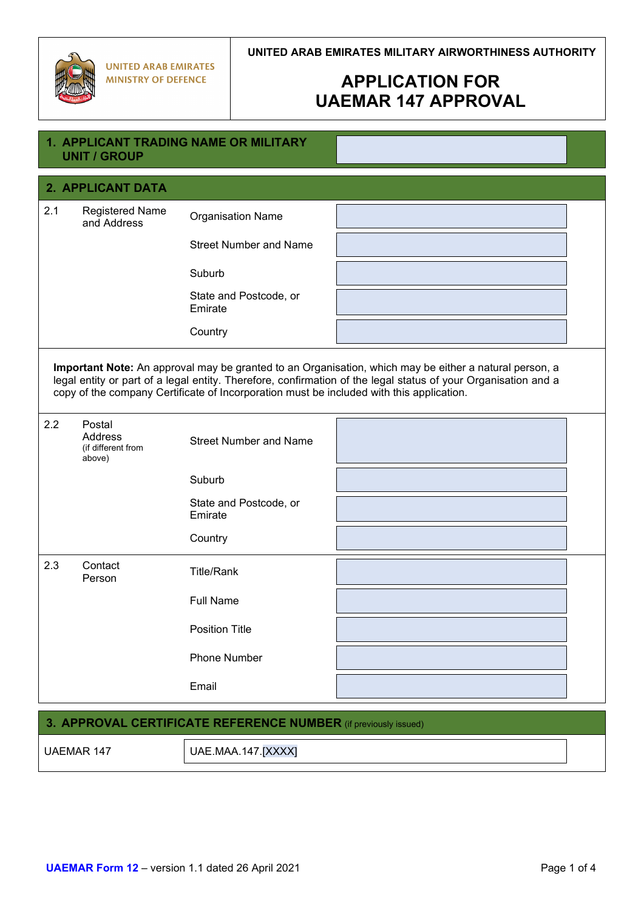UNITED ARAB EMIRATES MINISTRY OF DEFENCE

UNITED ARAB EMIRATES MILITARY AIRWORTHINESS AUTHORITY

# APPLICATION FOR UAEMAR 147 APPROVAL

## 1. APPLICANT TRADING NAME OR MILITARY UNIT / GROUP

## 2. APPLICANT DATA

| | | | |
|---|---|---|---|
| 2.1 | Registered Name and Address | Organisation Name | |
| | | Street Number and Name | |
| | | Suburb | |
| | | State and Postcode, or Emirate | |
| | | Country | |

**Important Note:** An approval may be granted to an Organisation, which may be either a natural person, a legal entity or part of a legal entity. Therefore, confirmation of the legal status of your Organisation and a copy of the company Certificate of Incorporation must be included with this application.

| | | | |
|---|---|---|---|
| 2.2 | Postal Address (if different from above) | Street Number and Name | |
| | | Suburb | |
| | | State and Postcode, or Emirate | |
| | | Country | |
| 2.3 | Contact Person | Title/Rank | |
| | | Full Name | |
| | | Position Title | |
| | | Phone Number | |
| | | Email | |

## 3. APPROVAL CERTIFICATE REFERENCE NUMBER (if previously issued)

| | |
|---|---|
| UAEMAR 147 | UAE.MAA.147.[XXXX] |

**UAEMAR Form 12** – version 1.1 dated 26 April 2021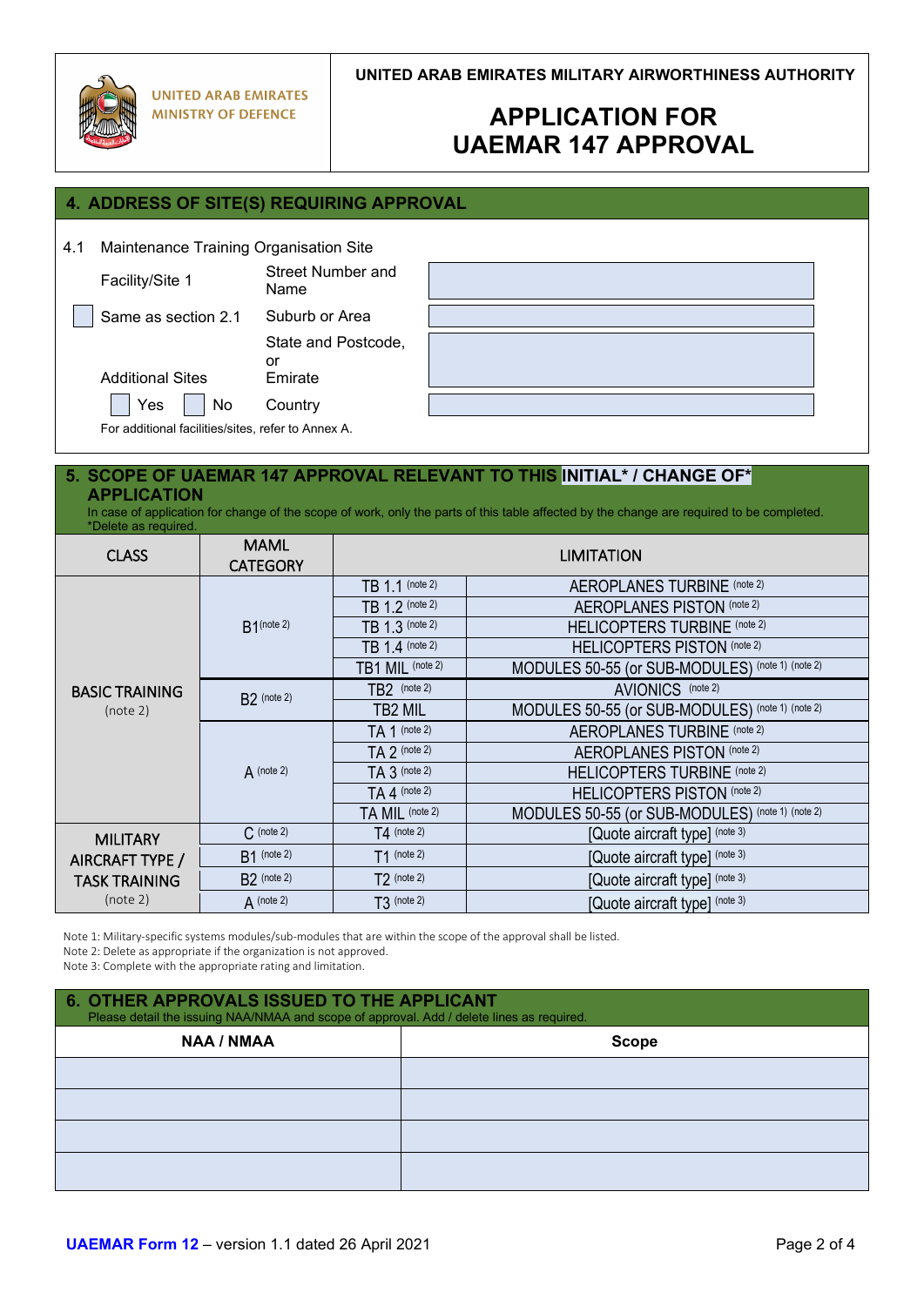UNITED ARAB EMIRATES
MINISTRY OF DEFENCE

UNITED ARAB EMIRATES MILITARY AIRWORTHINESS AUTHORITY

# APPLICATION FOR UAEMAR 147 APPROVAL

## 4. ADDRESS OF SITE(S) REQUIRING APPROVAL

4.1 Maintenance Training Organisation Site

| | | |
|---|---|---|
| Facility/Site 1 | Street Number and Name | |
| ☐ Same as section 2.1 | Suburb or Area | |
| Additional Sites | State and Postcode, or Emirate | |
| ☐ Yes ☐ No | Country | |

For additional facilities/sites, refer to Annex A.

## 5. SCOPE OF UAEMAR 147 APPROVAL RELEVANT TO THIS INITIAL* / CHANGE OF* APPLICATION

In case of application for change of the scope of work, only the parts of this table affected by the change are required to be completed.
*Delete as required.

| CLASS | MAML CATEGORY | LIMITATION | |
|---|---|---|---|
| BASIC TRAINING (note 2) | B1 (note 2) | TB 1.1 (note 2) | AEROPLANES TURBINE (note 2) |
| | | TB 1.2 (note 2) | AEROPLANES PISTON (note 2) |
| | | TB 1.3 (note 2) | HELICOPTERS TURBINE (note 2) |
| | | TB 1.4 (note 2) | HELICOPTERS PISTON (note 2) |
| | | TB1 MIL (note 2) | MODULES 50-55 (or SUB-MODULES) (note 1) (note 2) |
| | B2 (note 2) | TB2 (note 2) | AVIONICS (note 2) |
| | | TB2 MIL | MODULES 50-55 (or SUB-MODULES) (note 1) (note 2) |
| | A (note 2) | TA 1 (note 2) | AEROPLANES TURBINE (note 2) |
| | | TA 2 (note 2) | AEROPLANES PISTON (note 2) |
| | | TA 3 (note 2) | HELICOPTERS TURBINE (note 2) |
| | | TA 4 (note 2) | HELICOPTERS PISTON (note 2) |
| | | TA MIL (note 2) | MODULES 50-55 (or SUB-MODULES) (note 1) (note 2) |
| MILITARY AIRCRAFT TYPE / TASK TRAINING (note 2) | C (note 2) | T4 (note 2) | [Quote aircraft type] (note 3) |
| | B1 (note 2) | T1 (note 2) | [Quote aircraft type] (note 3) |
| | B2 (note 2) | T2 (note 2) | [Quote aircraft type] (note 3) |
| | A (note 2) | T3 (note 2) | [Quote aircraft type] (note 3) |

Note 1: Military-specific systems modules/sub-modules that are within the scope of the approval shall be listed.
Note 2: Delete as appropriate if the organization is not approved.
Note 3: Complete with the appropriate rating and limitation.

## 6. OTHER APPROVALS ISSUED TO THE APPLICANT

Please detail the issuing NAA/NMAA and scope of approval. Add / delete lines as required.

| NAA / NMAA | Scope |
|---|---|
| | |
| | |
| | |
| | |

**UAEMAR Form 12** – version 1.1 dated 26 April 2021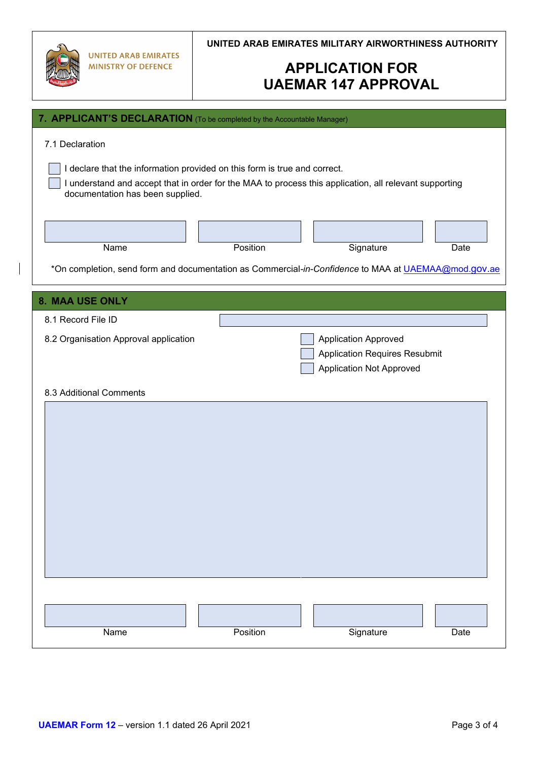UNITED ARAB EMIRATES MINISTRY OF DEFENCE

UNITED ARAB EMIRATES MILITARY AIRWORTHINESS AUTHORITY

# APPLICATION FOR UAEMAR 147 APPROVAL

## 7. APPLICANT'S DECLARATION (To be completed by the Accountable Manager)

7.1 Declaration

- ☐ I declare that the information provided on this form is true and correct.
- ☐ I understand and accept that in order for the MAA to process this application, all relevant supporting documentation has been supplied.

| Name | Position | Signature | Date |
|---|---|---|---|
| | | | |

*On completion, send form and documentation as Commercial-*in-Confidence* to MAA at UAEMAA@mod.gov.ae

## 8. MAA USE ONLY

8.1 Record File ID

8.2 Organisation Approval application

- ☐ Application Approved
- ☐ Application Requires Resubmit
- ☐ Application Not Approved

8.3 Additional Comments

| Name | Position | Signature | Date |
|---|---|---|---|
| | | | |

**UAEMAR Form 12** – version 1.1 dated 26 April 2021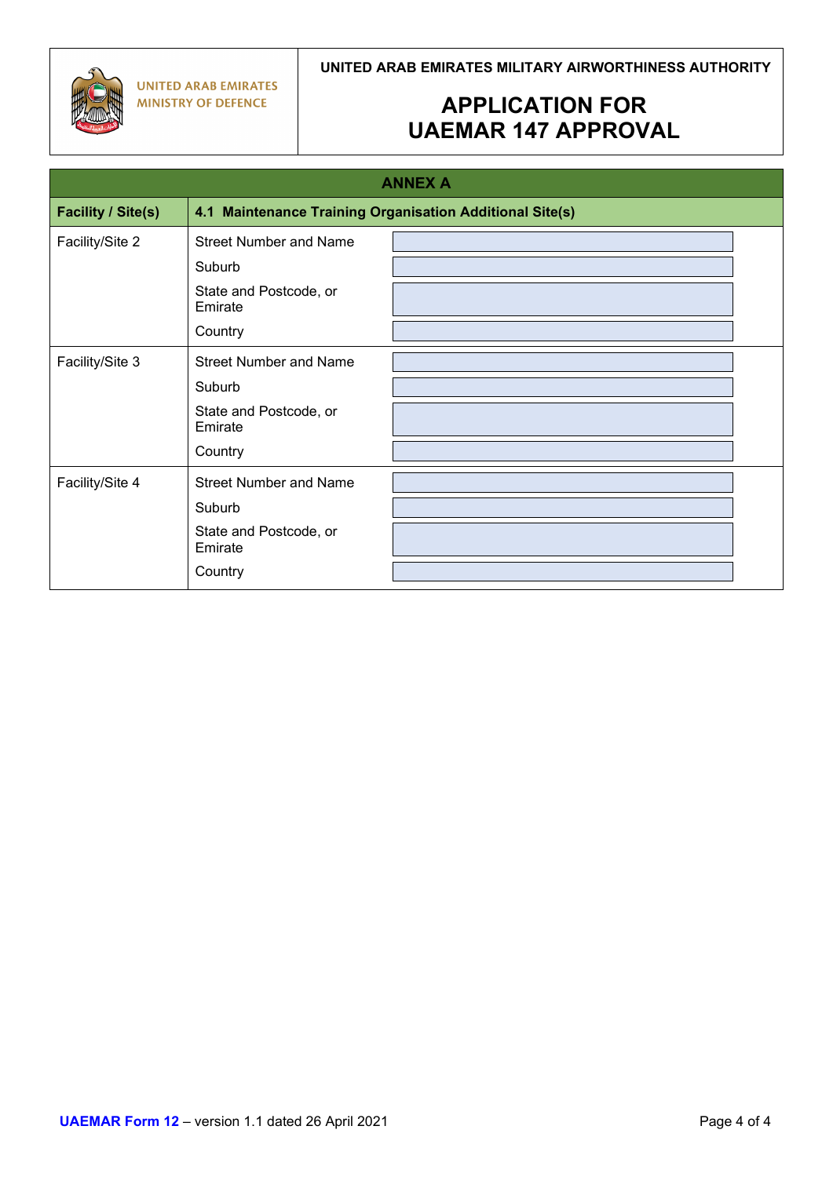UNITED ARAB EMIRATES
MINISTRY OF DEFENCE

UNITED ARAB EMIRATES MILITARY AIRWORTHINESS AUTHORITY

# APPLICATION FOR UAEMAR 147 APPROVAL

## ANNEX A

| Facility / Site(s) | 4.1 Maintenance Training Organisation Additional Site(s) | |
|---|---|---|
| Facility/Site 2 | Street Number and Name | |
| | Suburb | |
| | State and Postcode, or Emirate | |
| | Country | |
| Facility/Site 3 | Street Number and Name | |
| | Suburb | |
| | State and Postcode, or Emirate | |
| | Country | |
| Facility/Site 4 | Street Number and Name | |
| | Suburb | |
| | State and Postcode, or Emirate | |
| | Country | |

**UAEMAR Form 12** – version 1.1 dated 26 April 2021